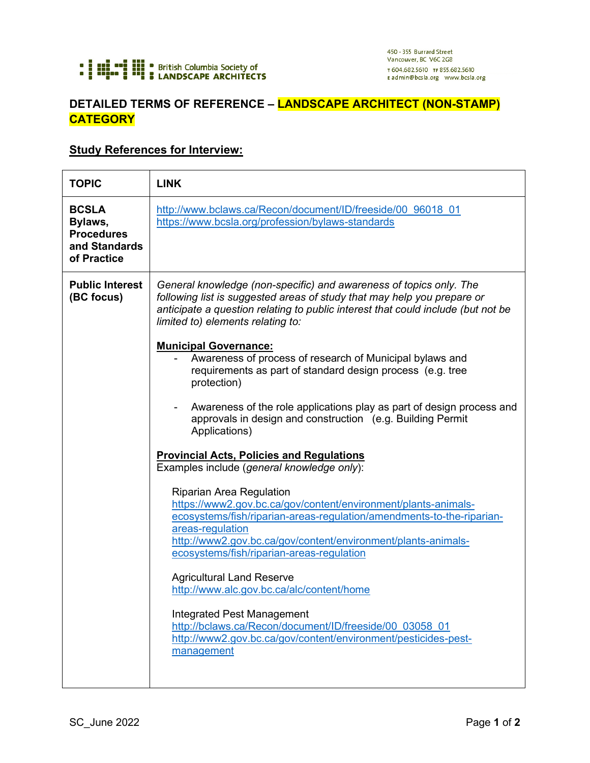British Columbia Society of **LANDSCAPE ARCHITECTS**

450 - 355 Burrard Street
Vancouver, BC V6C 2G8
T 604.682.5610 TF 855.682.5610
E admin@bcsla.org www.bcsla.org

# DETAILED TERMS OF REFERENCE – LANDSCAPE ARCHITECT (NON-STAMP) CATEGORY

## Study References for Interview:

| TOPIC | LINK |
|---|---|
| **BCSLA Bylaws, Procedures and Standards of Practice** | http://www.bclaws.ca/Recon/document/ID/freeside/00_96018_01 <br> https://www.bcsla.org/profession/bylaws-standards |
| **Public Interest (BC focus)** | *General knowledge (non-specific) and awareness of topics only. The following list is suggested areas of study that may help you prepare or anticipate a question relating to public interest that could include (but not be limited to) elements relating to:* <br><br> **Municipal Governance:** <br> - Awareness of process of research of Municipal bylaws and requirements as part of standard design process (e.g. tree protection) <br> - Awareness of the role applications play as part of design process and approvals in design and construction (e.g. Building Permit Applications) <br><br> **Provincial Acts, Policies and Regulations** <br> Examples include (*general knowledge only*): <br><br> Riparian Area Regulation <br> https://www2.gov.bc.ca/gov/content/environment/plants-animals-ecosystems/fish/riparian-areas-regulation/amendments-to-the-riparian-areas-regulation <br> http://www2.gov.bc.ca/gov/content/environment/plants-animals-ecosystems/fish/riparian-areas-regulation <br><br> Agricultural Land Reserve <br> http://www.alc.gov.bc.ca/alc/content/home <br><br> Integrated Pest Management <br> http://bclaws.ca/Recon/document/ID/freeside/00_03058_01 <br> http://www2.gov.bc.ca/gov/content/environment/pesticides-pest-management |

SC_June 2022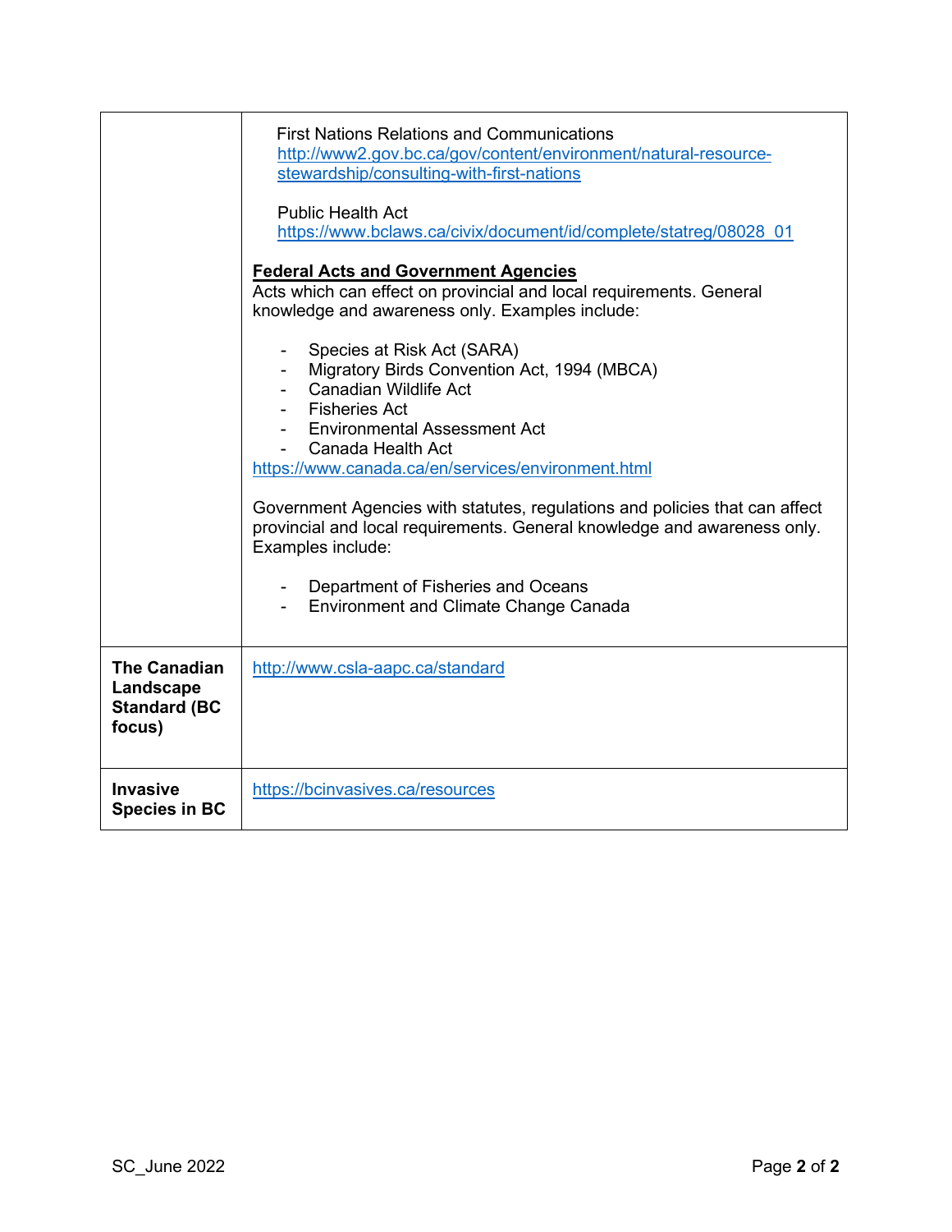| | |
|---|---|
| | First Nations Relations and Communications<br>http://www2.gov.bc.ca/gov/content/environment/natural-resource-stewardship/consulting-with-first-nations<br><br>Public Health Act<br>https://www.bclaws.ca/civix/document/id/complete/statreg/08028_01<br><br>**Federal Acts and Government Agencies**<br>Acts which can effect on provincial and local requirements. General knowledge and awareness only. Examples include:<br><br>- Species at Risk Act (SARA)<br>- Migratory Birds Convention Act, 1994 (MBCA)<br>- Canadian Wildlife Act<br>- Fisheries Act<br>- Environmental Assessment Act<br>- Canada Health Act<br><br>https://www.canada.ca/en/services/environment.html<br><br>Government Agencies with statutes, regulations and policies that can affect provincial and local requirements. General knowledge and awareness only. Examples include:<br><br>- Department of Fisheries and Oceans<br>- Environment and Climate Change Canada |
| **The Canadian Landscape Standard (BC focus)** | http://www.csla-aapc.ca/standard |
| **Invasive Species in BC** | https://bcinvasives.ca/resources |

SC_June 2022